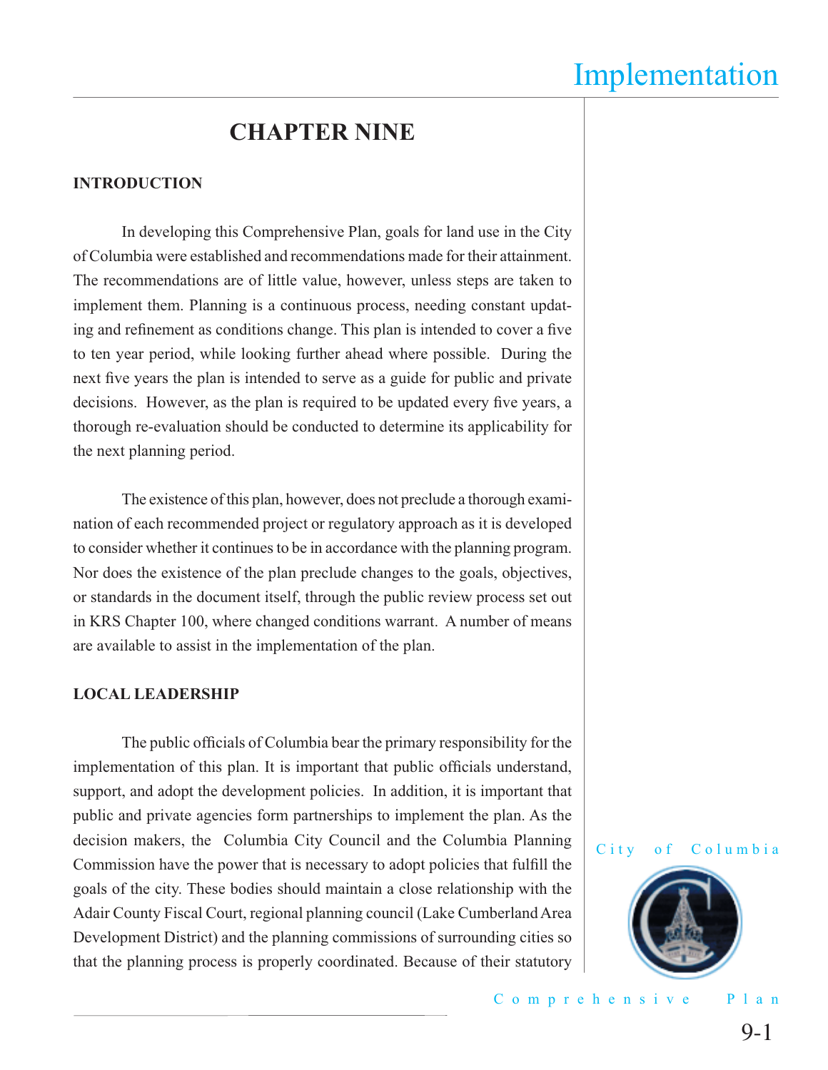# CHAPTER NINE

## INTRODUCTION

In developing this Comprehensive Plan, goals for land use in the City of Columbia were established and recommendations made for their attainment. The recommendations are of little value, however, unless steps are taken to implement them. Planning is a continuous process, needing constant updating and refinement as conditions change. This plan is intended to cover a five to ten year period, while looking further ahead where possible. During the next five years the plan is intended to serve as a guide for public and private decisions. However, as the plan is required to be updated every five years, a thorough re-evaluation should be conducted to determine its applicability for the next planning period.

The existence of this plan, however, does not preclude a thorough examination of each recommended project or regulatory approach as it is developed to consider whether it continues to be in accordance with the planning program. Nor does the existence of the plan preclude changes to the goals, objectives, or standards in the document itself, through the public review process set out in KRS Chapter 100, where changed conditions warrant. A number of means are available to assist in the implementation of the plan.

## LOCAL LEADERSHIP

The public officials of Columbia bear the primary responsibility for the implementation of this plan. It is important that public officials understand, support, and adopt the development policies. In addition, it is important that public and private agencies form partnerships to implement the plan. As the decision makers, the Columbia City Council and the Columbia Planning Commission have the power that is necessary to adopt policies that fulfill the goals of the city. These bodies should maintain a close relationship with the Adair County Fiscal Court, regional planning council (Lake Cumberland Area Development District) and the planning commissions of surrounding cities so that the planning process is properly coordinated. Because of their statutory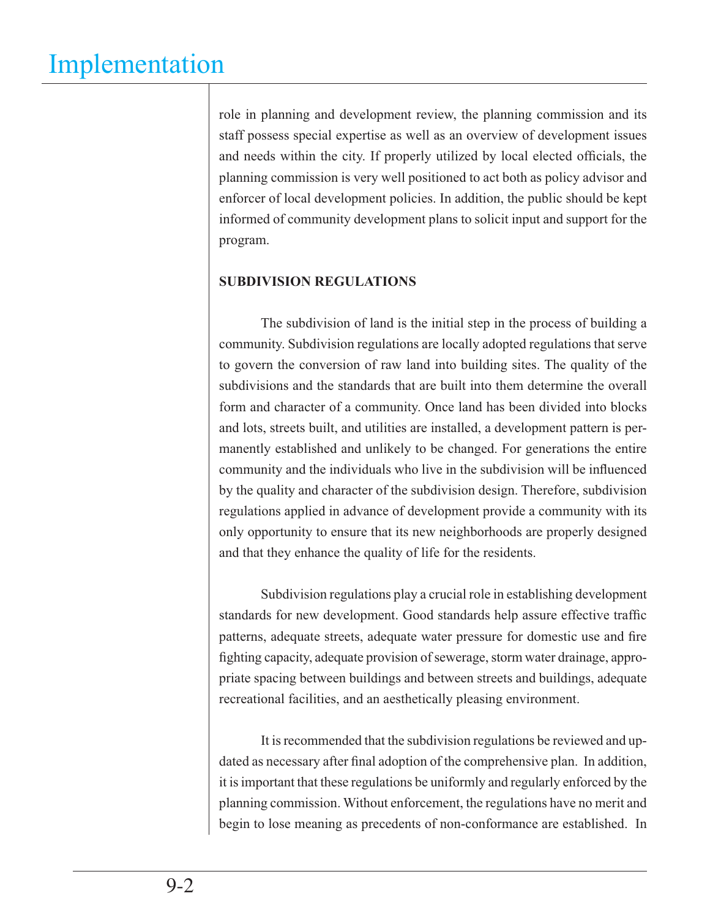role in planning and development review, the planning commission and its staff possess special expertise as well as an overview of development issues and needs within the city. If properly utilized by local elected officials, the planning commission is very well positioned to act both as policy advisor and enforcer of local development policies. In addition, the public should be kept informed of community development plans to solicit input and support for the program.

**SUBDIVISION REGULATIONS**

The subdivision of land is the initial step in the process of building a community. Subdivision regulations are locally adopted regulations that serve to govern the conversion of raw land into building sites. The quality of the subdivisions and the standards that are built into them determine the overall form and character of a community. Once land has been divided into blocks and lots, streets built, and utilities are installed, a development pattern is permanently established and unlikely to be changed. For generations the entire community and the individuals who live in the subdivision will be influenced by the quality and character of the subdivision design. Therefore, subdivision regulations applied in advance of development provide a community with its only opportunity to ensure that its new neighborhoods are properly designed and that they enhance the quality of life for the residents.

Subdivision regulations play a crucial role in establishing development standards for new development. Good standards help assure effective traffic patterns, adequate streets, adequate water pressure for domestic use and fire fighting capacity, adequate provision of sewerage, storm water drainage, appropriate spacing between buildings and between streets and buildings, adequate recreational facilities, and an aesthetically pleasing environment.

It is recommended that the subdivision regulations be reviewed and updated as necessary after final adoption of the comprehensive plan. In addition, it is important that these regulations be uniformly and regularly enforced by the planning commission. Without enforcement, the regulations have no merit and begin to lose meaning as precedents of non-conformance are established. In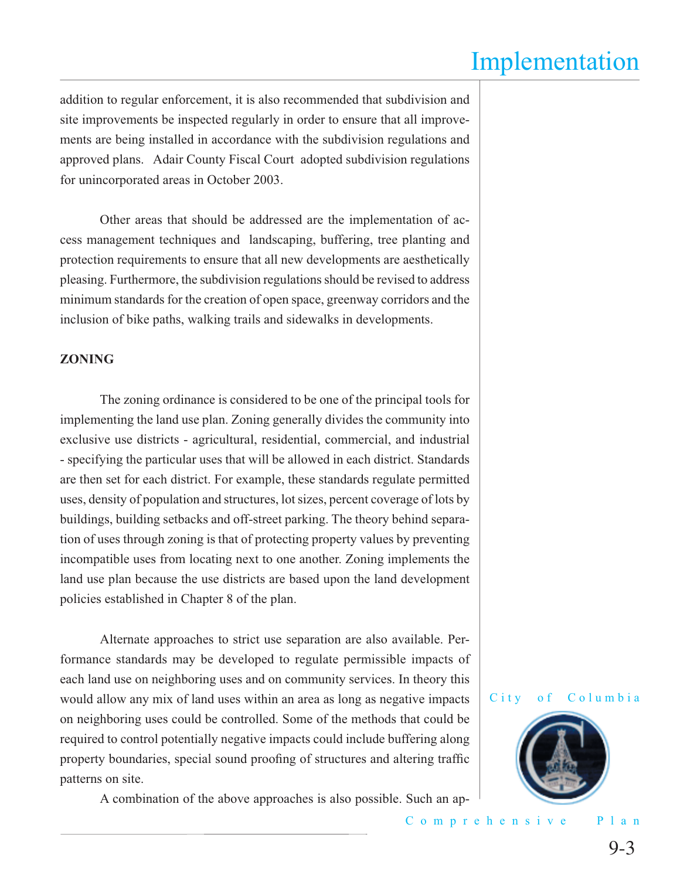addition to regular enforcement, it is also recommended that subdivision and site improvements be inspected regularly in order to ensure that all improvements are being installed in accordance with the subdivision regulations and approved plans. Adair County Fiscal Court adopted subdivision regulations for unincorporated areas in October 2003.

Other areas that should be addressed are the implementation of access management techniques and landscaping, buffering, tree planting and protection requirements to ensure that all new developments are aesthetically pleasing. Furthermore, the subdivision regulations should be revised to address minimum standards for the creation of open space, greenway corridors and the inclusion of bike paths, walking trails and sidewalks in developments.

**ZONING**

The zoning ordinance is considered to be one of the principal tools for implementing the land use plan. Zoning generally divides the community into exclusive use districts - agricultural, residential, commercial, and industrial - specifying the particular uses that will be allowed in each district. Standards are then set for each district. For example, these standards regulate permitted uses, density of population and structures, lot sizes, percent coverage of lots by buildings, building setbacks and off-street parking. The theory behind separation of uses through zoning is that of protecting property values by preventing incompatible uses from locating next to one another. Zoning implements the land use plan because the use districts are based upon the land development policies established in Chapter 8 of the plan.

Alternate approaches to strict use separation are also available. Performance standards may be developed to regulate permissible impacts of each land use on neighboring uses and on community services. In theory this would allow any mix of land uses within an area as long as negative impacts on neighboring uses could be controlled. Some of the methods that could be required to control potentially negative impacts could include buffering along property boundaries, special sound proofing of structures and altering traffic patterns on site.

A combination of the above approaches is also possible. Such an ap-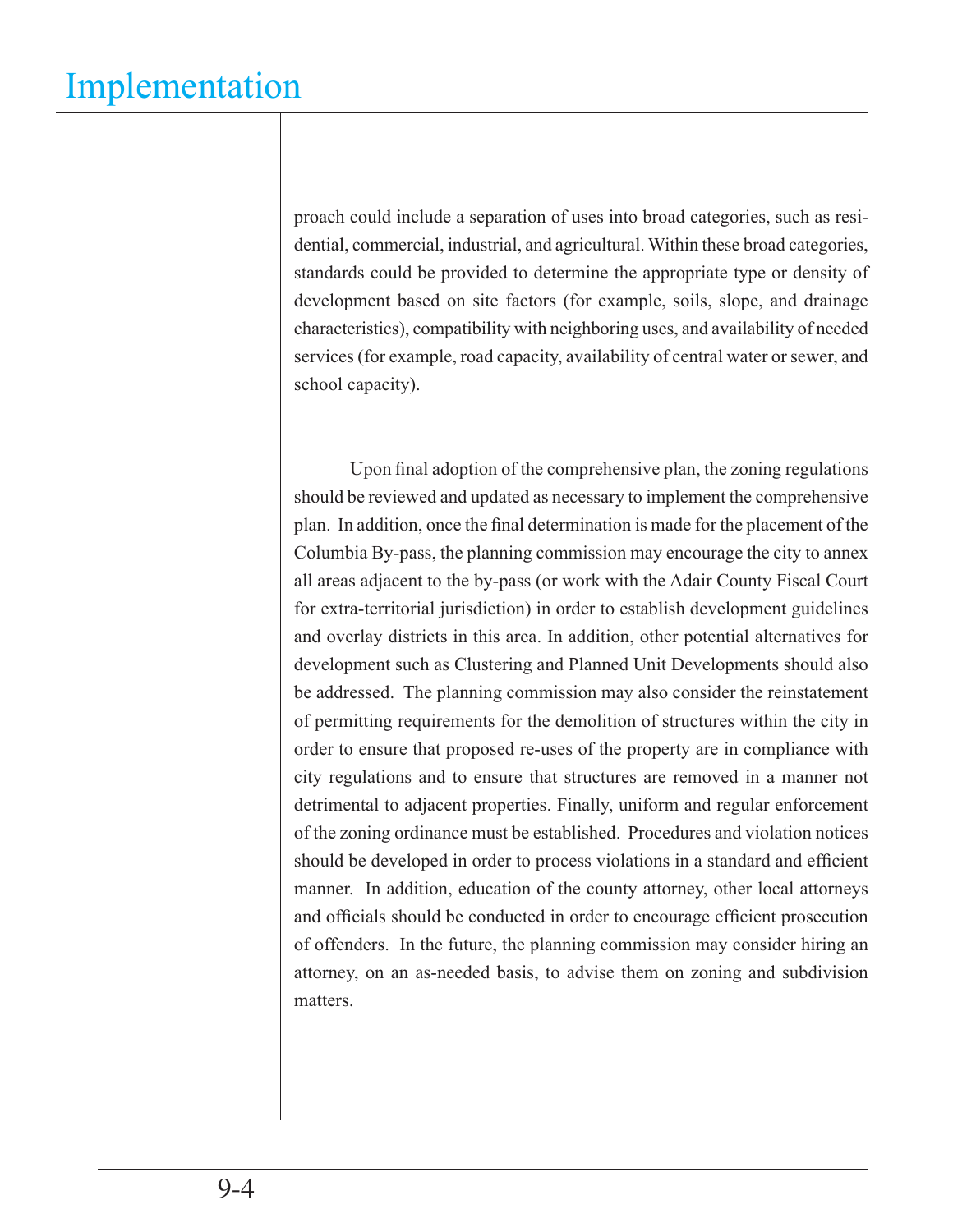proach could include a separation of uses into broad categories, such as residential, commercial, industrial, and agricultural. Within these broad categories, standards could be provided to determine the appropriate type or density of development based on site factors (for example, soils, slope, and drainage characteristics), compatibility with neighboring uses, and availability of needed services (for example, road capacity, availability of central water or sewer, and school capacity).

Upon final adoption of the comprehensive plan, the zoning regulations should be reviewed and updated as necessary to implement the comprehensive plan. In addition, once the final determination is made for the placement of the Columbia By-pass, the planning commission may encourage the city to annex all areas adjacent to the by-pass (or work with the Adair County Fiscal Court for extra-territorial jurisdiction) in order to establish development guidelines and overlay districts in this area. In addition, other potential alternatives for development such as Clustering and Planned Unit Developments should also be addressed. The planning commission may also consider the reinstatement of permitting requirements for the demolition of structures within the city in order to ensure that proposed re-uses of the property are in compliance with city regulations and to ensure that structures are removed in a manner not detrimental to adjacent properties. Finally, uniform and regular enforcement of the zoning ordinance must be established. Procedures and violation notices should be developed in order to process violations in a standard and efficient manner. In addition, education of the county attorney, other local attorneys and officials should be conducted in order to encourage efficient prosecution of offenders. In the future, the planning commission may consider hiring an attorney, on an as-needed basis, to advise them on zoning and subdivision matters.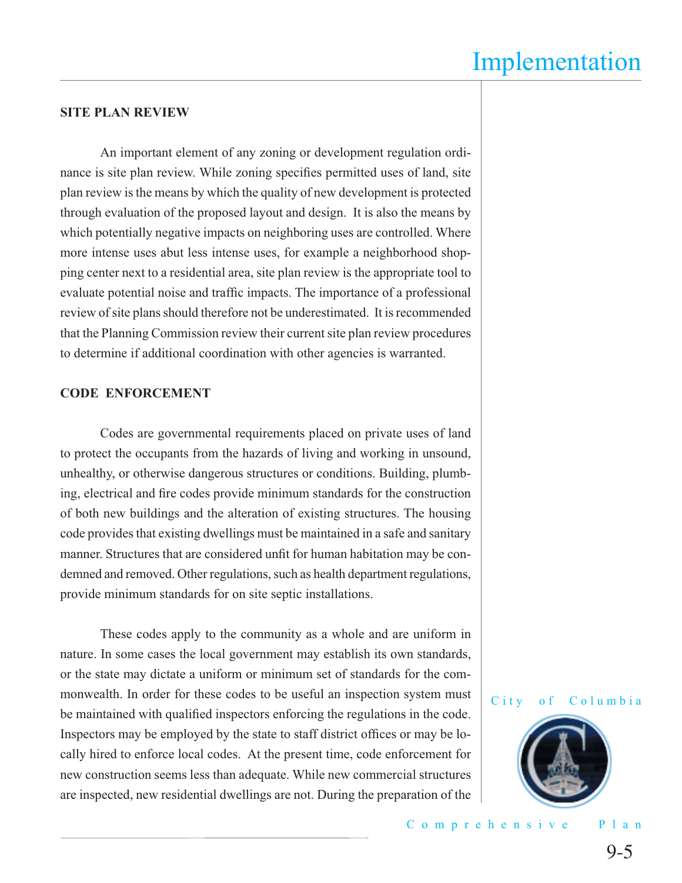## SITE PLAN REVIEW

An important element of any zoning or development regulation ordinance is site plan review. While zoning specifies permitted uses of land, site plan review is the means by which the quality of new development is protected through evaluation of the proposed layout and design. It is also the means by which potentially negative impacts on neighboring uses are controlled. Where more intense uses abut less intense uses, for example a neighborhood shopping center next to a residential area, site plan review is the appropriate tool to evaluate potential noise and traffic impacts. The importance of a professional review of site plans should therefore not be underestimated. It is recommended that the Planning Commission review their current site plan review procedures to determine if additional coordination with other agencies is warranted.

## CODE ENFORCEMENT

Codes are governmental requirements placed on private uses of land to protect the occupants from the hazards of living and working in unsound, unhealthy, or otherwise dangerous structures or conditions. Building, plumbing, electrical and fire codes provide minimum standards for the construction of both new buildings and the alteration of existing structures. The housing code provides that existing dwellings must be maintained in a safe and sanitary manner. Structures that are considered unfit for human habitation may be condemned and removed. Other regulations, such as health department regulations, provide minimum standards for on site septic installations.

These codes apply to the community as a whole and are uniform in nature. In some cases the local government may establish its own standards, or the state may dictate a uniform or minimum set of standards for the commonwealth. In order for these codes to be useful an inspection system must be maintained with qualified inspectors enforcing the regulations in the code. Inspectors may be employed by the state to staff district offices or may be locally hired to enforce local codes. At the present time, code enforcement for new construction seems less than adequate. While new commercial structures are inspected, new residential dwellings are not. During the preparation of the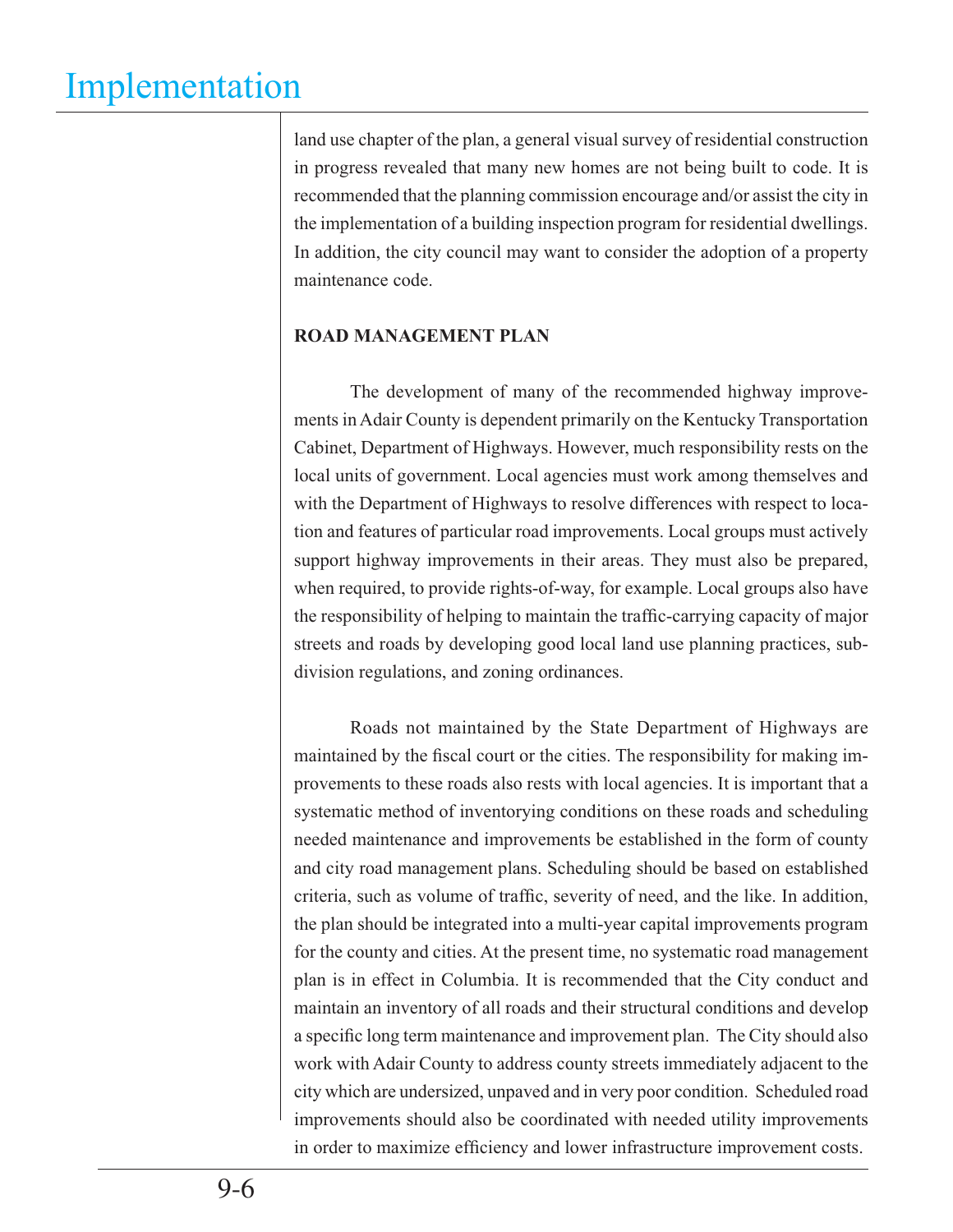land use chapter of the plan, a general visual survey of residential construction in progress revealed that many new homes are not being built to code. It is recommended that the planning commission encourage and/or assist the city in the implementation of a building inspection program for residential dwellings. In addition, the city council may want to consider the adoption of a property maintenance code.

**ROAD MANAGEMENT PLAN**

The development of many of the recommended highway improvements in Adair County is dependent primarily on the Kentucky Transportation Cabinet, Department of Highways. However, much responsibility rests on the local units of government. Local agencies must work among themselves and with the Department of Highways to resolve differences with respect to location and features of particular road improvements. Local groups must actively support highway improvements in their areas. They must also be prepared, when required, to provide rights-of-way, for example. Local groups also have the responsibility of helping to maintain the traffic-carrying capacity of major streets and roads by developing good local land use planning practices, subdivision regulations, and zoning ordinances.

Roads not maintained by the State Department of Highways are maintained by the fiscal court or the cities. The responsibility for making improvements to these roads also rests with local agencies. It is important that a systematic method of inventorying conditions on these roads and scheduling needed maintenance and improvements be established in the form of county and city road management plans. Scheduling should be based on established criteria, such as volume of traffic, severity of need, and the like. In addition, the plan should be integrated into a multi-year capital improvements program for the county and cities. At the present time, no systematic road management plan is in effect in Columbia. It is recommended that the City conduct and maintain an inventory of all roads and their structural conditions and develop a specific long term maintenance and improvement plan. The City should also work with Adair County to address county streets immediately adjacent to the city which are undersized, unpaved and in very poor condition. Scheduled road improvements should also be coordinated with needed utility improvements in order to maximize efficiency and lower infrastructure improvement costs.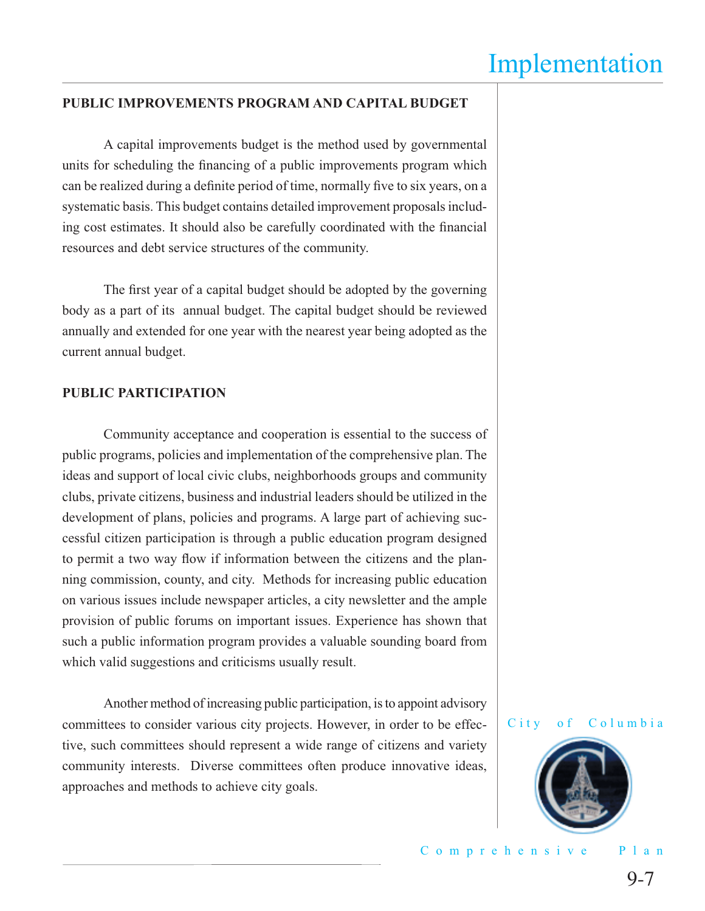## PUBLIC IMPROVEMENTS PROGRAM AND CAPITAL BUDGET

A capital improvements budget is the method used by governmental units for scheduling the financing of a public improvements program which can be realized during a definite period of time, normally five to six years, on a systematic basis. This budget contains detailed improvement proposals including cost estimates. It should also be carefully coordinated with the financial resources and debt service structures of the community.

The first year of a capital budget should be adopted by the governing body as a part of its annual budget. The capital budget should be reviewed annually and extended for one year with the nearest year being adopted as the current annual budget.

## PUBLIC PARTICIPATION

Community acceptance and cooperation is essential to the success of public programs, policies and implementation of the comprehensive plan. The ideas and support of local civic clubs, neighborhoods groups and community clubs, private citizens, business and industrial leaders should be utilized in the development of plans, policies and programs. A large part of achieving successful citizen participation is through a public education program designed to permit a two way flow if information between the citizens and the planning commission, county, and city. Methods for increasing public education on various issues include newspaper articles, a city newsletter and the ample provision of public forums on important issues. Experience has shown that such a public information program provides a valuable sounding board from which valid suggestions and criticisms usually result.

Another method of increasing public participation, is to appoint advisory committees to consider various city projects. However, in order to be effective, such committees should represent a wide range of citizens and variety community interests. Diverse committees often produce innovative ideas, approaches and methods to achieve city goals.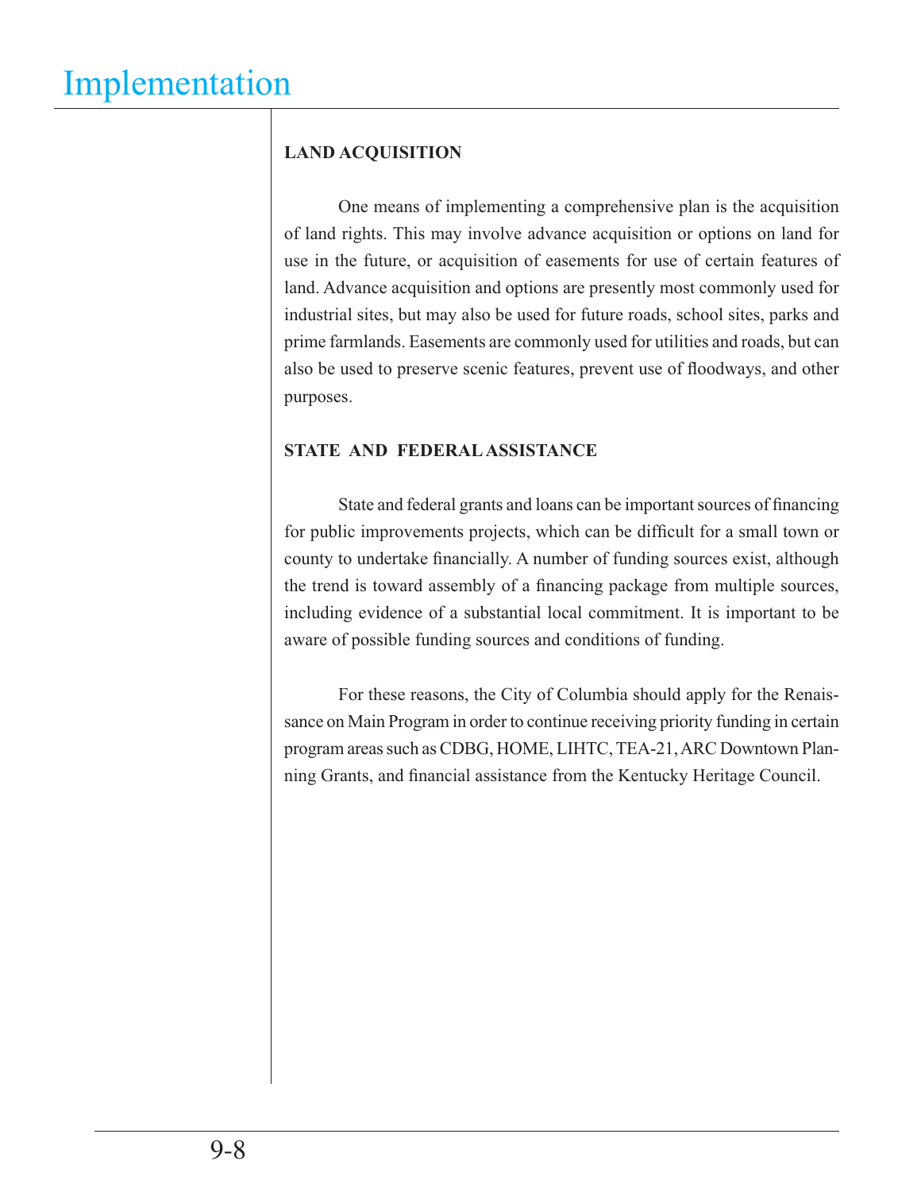## LAND ACQUISITION

One means of implementing a comprehensive plan is the acquisition of land rights. This may involve advance acquisition or options on land for use in the future, or acquisition of easements for use of certain features of land. Advance acquisition and options are presently most commonly used for industrial sites, but may also be used for future roads, school sites, parks and prime farmlands. Easements are commonly used for utilities and roads, but can also be used to preserve scenic features, prevent use of floodways, and other purposes.

## STATE AND FEDERAL ASSISTANCE

State and federal grants and loans can be important sources of financing for public improvements projects, which can be difficult for a small town or county to undertake financially. A number of funding sources exist, although the trend is toward assembly of a financing package from multiple sources, including evidence of a substantial local commitment. It is important to be aware of possible funding sources and conditions of funding.

For these reasons, the City of Columbia should apply for the Renaissance on Main Program in order to continue receiving priority funding in certain program areas such as CDBG, HOME, LIHTC, TEA-21, ARC Downtown Planning Grants, and financial assistance from the Kentucky Heritage Council.